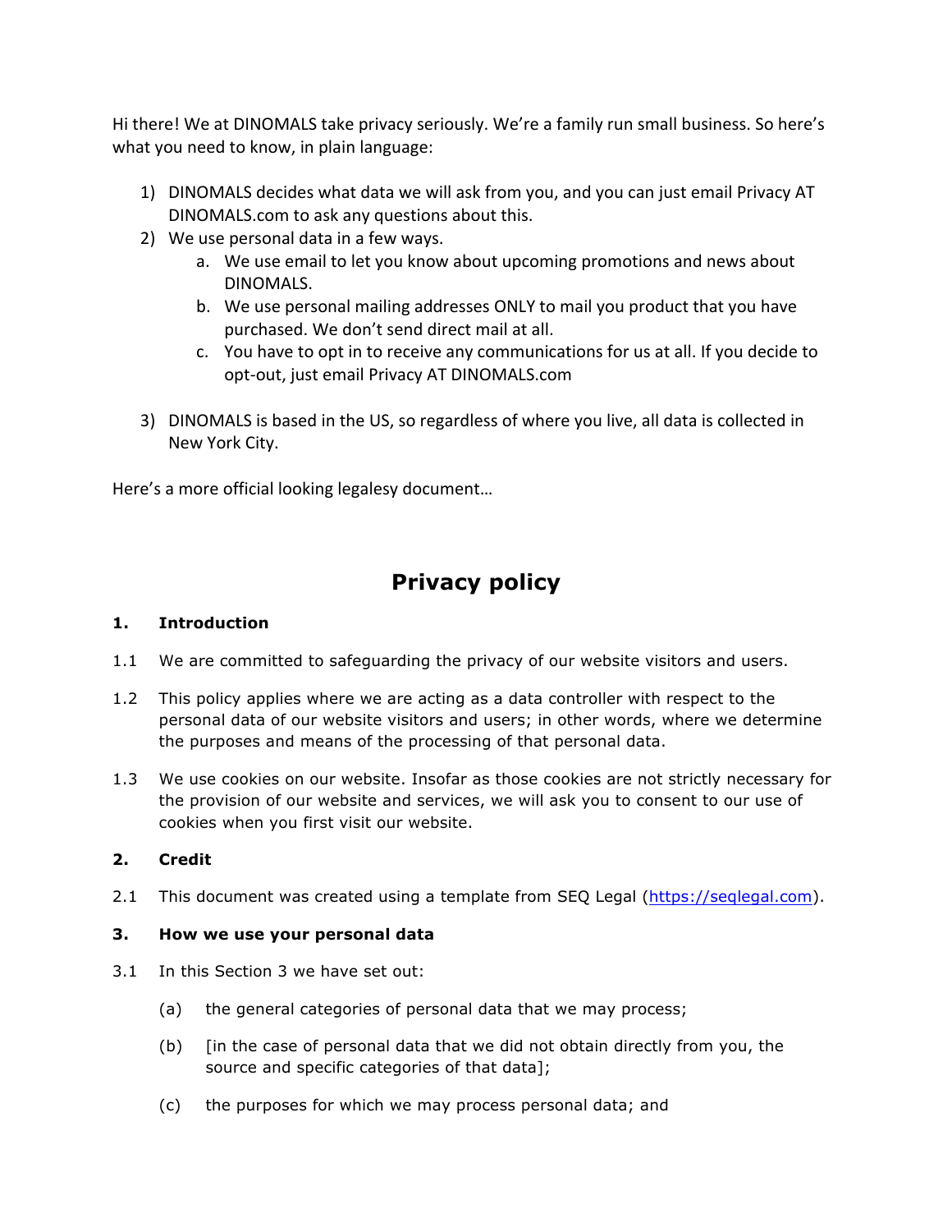Hi there! We at DINOMALS take privacy seriously. We're a family run small business. So here's what you need to know, in plain language:

1) DINOMALS decides what data we will ask from you, and you can just email Privacy AT DINOMALS.com to ask any questions about this.
2) We use personal data in a few ways.
   a. We use email to let you know about upcoming promotions and news about DINOMALS.
   b. We use personal mailing addresses ONLY to mail you product that you have purchased. We don't send direct mail at all.
   c. You have to opt in to receive any communications for us at all. If you decide to opt-out, just email Privacy AT DINOMALS.com
3) DINOMALS is based in the US, so regardless of where you live, all data is collected in New York City.

Here's a more official looking legalesy document…

# Privacy policy

**1. Introduction**

1.1 We are committed to safeguarding the privacy of our website visitors and users.

1.2 This policy applies where we are acting as a data controller with respect to the personal data of our website visitors and users; in other words, where we determine the purposes and means of the processing of that personal data.

1.3 We use cookies on our website. Insofar as those cookies are not strictly necessary for the provision of our website and services, we will ask you to consent to our use of cookies when you first visit our website.

**2. Credit**

2.1 This document was created using a template from SEQ Legal (https://seqlegal.com).

**3. How we use your personal data**

3.1 In this Section 3 we have set out:

(a) the general categories of personal data that we may process;

(b) [in the case of personal data that we did not obtain directly from you, the source and specific categories of that data];

(c) the purposes for which we may process personal data; and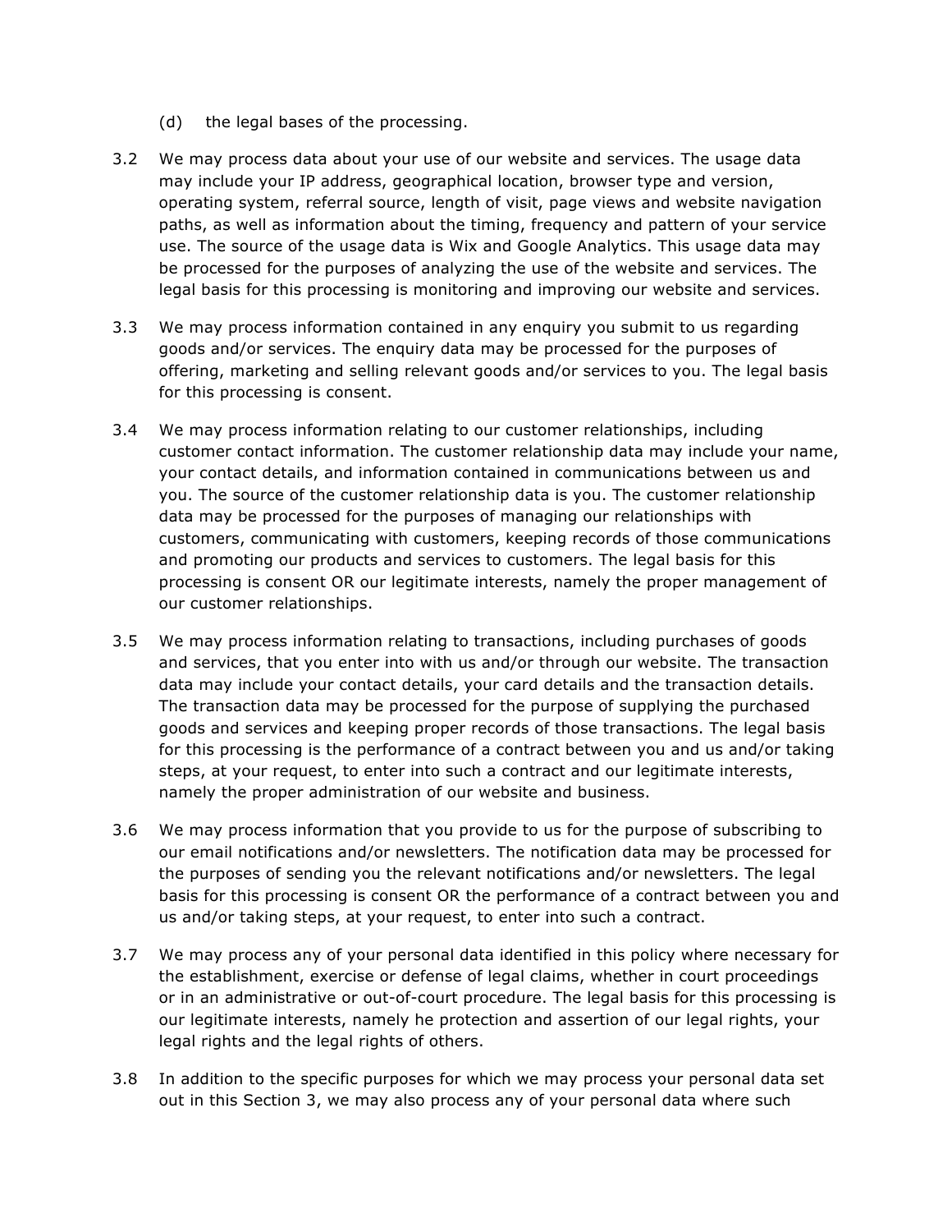(d) the legal bases of the processing.

3.2 We may process data about your use of our website and services. The usage data may include your IP address, geographical location, browser type and version, operating system, referral source, length of visit, page views and website navigation paths, as well as information about the timing, frequency and pattern of your service use. The source of the usage data is Wix and Google Analytics. This usage data may be processed for the purposes of analyzing the use of the website and services. The legal basis for this processing is monitoring and improving our website and services.

3.3 We may process information contained in any enquiry you submit to us regarding goods and/or services. The enquiry data may be processed for the purposes of offering, marketing and selling relevant goods and/or services to you. The legal basis for this processing is consent.

3.4 We may process information relating to our customer relationships, including customer contact information. The customer relationship data may include your name, your contact details, and information contained in communications between us and you. The source of the customer relationship data is you. The customer relationship data may be processed for the purposes of managing our relationships with customers, communicating with customers, keeping records of those communications and promoting our products and services to customers. The legal basis for this processing is consent OR our legitimate interests, namely the proper management of our customer relationships.

3.5 We may process information relating to transactions, including purchases of goods and services, that you enter into with us and/or through our website. The transaction data may include your contact details, your card details and the transaction details. The transaction data may be processed for the purpose of supplying the purchased goods and services and keeping proper records of those transactions. The legal basis for this processing is the performance of a contract between you and us and/or taking steps, at your request, to enter into such a contract and our legitimate interests, namely the proper administration of our website and business.

3.6 We may process information that you provide to us for the purpose of subscribing to our email notifications and/or newsletters. The notification data may be processed for the purposes of sending you the relevant notifications and/or newsletters. The legal basis for this processing is consent OR the performance of a contract between you and us and/or taking steps, at your request, to enter into such a contract.

3.7 We may process any of your personal data identified in this policy where necessary for the establishment, exercise or defense of legal claims, whether in court proceedings or in an administrative or out-of-court procedure. The legal basis for this processing is our legitimate interests, namely he protection and assertion of our legal rights, your legal rights and the legal rights of others.

3.8 In addition to the specific purposes for which we may process your personal data set out in this Section 3, we may also process any of your personal data where such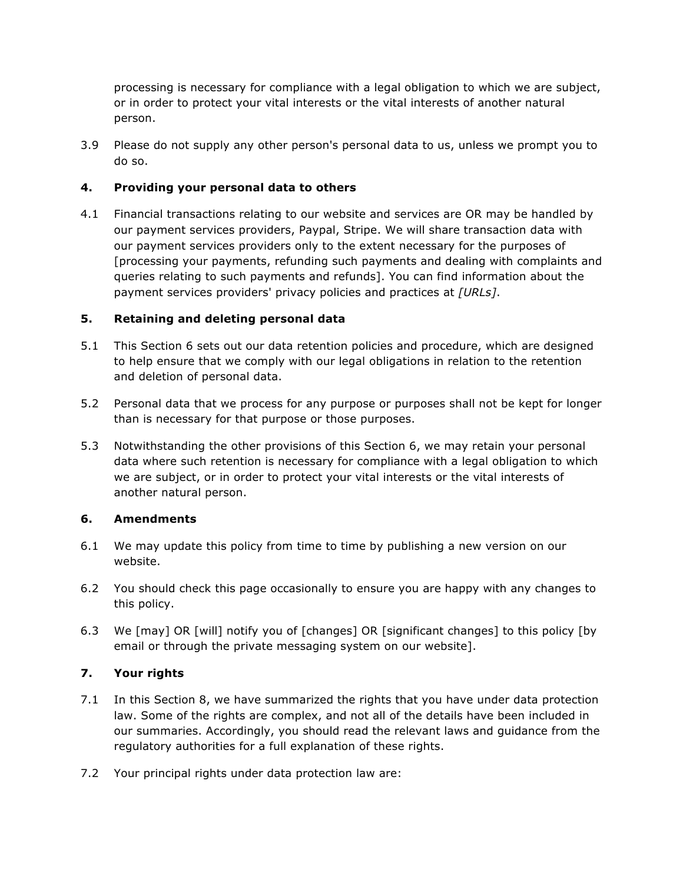processing is necessary for compliance with a legal obligation to which we are subject, or in order to protect your vital interests or the vital interests of another natural person.

3.9 Please do not supply any other person's personal data to us, unless we prompt you to do so.

## 4. Providing your personal data to others

4.1 Financial transactions relating to our website and services are OR may be handled by our payment services providers, Paypal, Stripe. We will share transaction data with our payment services providers only to the extent necessary for the purposes of [processing your payments, refunding such payments and dealing with complaints and queries relating to such payments and refunds]. You can find information about the payment services providers' privacy policies and practices at *[URLs]*.

## 5. Retaining and deleting personal data

5.1 This Section 6 sets out our data retention policies and procedure, which are designed to help ensure that we comply with our legal obligations in relation to the retention and deletion of personal data.

5.2 Personal data that we process for any purpose or purposes shall not be kept for longer than is necessary for that purpose or those purposes.

5.3 Notwithstanding the other provisions of this Section 6, we may retain your personal data where such retention is necessary for compliance with a legal obligation to which we are subject, or in order to protect your vital interests or the vital interests of another natural person.

## 6. Amendments

6.1 We may update this policy from time to time by publishing a new version on our website.

6.2 You should check this page occasionally to ensure you are happy with any changes to this policy.

6.3 We [may] OR [will] notify you of [changes] OR [significant changes] to this policy [by email or through the private messaging system on our website].

## 7. Your rights

7.1 In this Section 8, we have summarized the rights that you have under data protection law. Some of the rights are complex, and not all of the details have been included in our summaries. Accordingly, you should read the relevant laws and guidance from the regulatory authorities for a full explanation of these rights.

7.2 Your principal rights under data protection law are: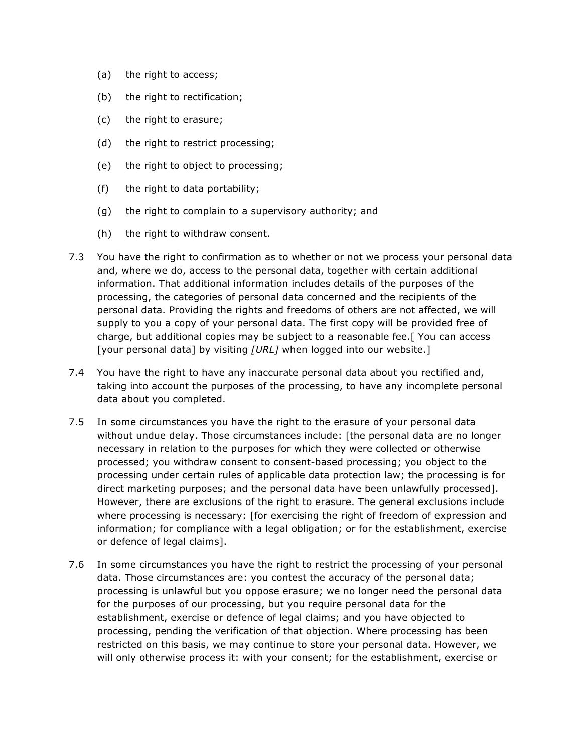(a) the right to access;

(b) the right to rectification;

(c) the right to erasure;

(d) the right to restrict processing;

(e) the right to object to processing;

(f) the right to data portability;

(g) the right to complain to a supervisory authority; and

(h) the right to withdraw consent.

7.3 You have the right to confirmation as to whether or not we process your personal data and, where we do, access to the personal data, together with certain additional information. That additional information includes details of the purposes of the processing, the categories of personal data concerned and the recipients of the personal data. Providing the rights and freedoms of others are not affected, we will supply to you a copy of your personal data. The first copy will be provided free of charge, but additional copies may be subject to a reasonable fee.[ You can access [your personal data] by visiting *[URL]* when logged into our website.]

7.4 You have the right to have any inaccurate personal data about you rectified and, taking into account the purposes of the processing, to have any incomplete personal data about you completed.

7.5 In some circumstances you have the right to the erasure of your personal data without undue delay. Those circumstances include: [the personal data are no longer necessary in relation to the purposes for which they were collected or otherwise processed; you withdraw consent to consent-based processing; you object to the processing under certain rules of applicable data protection law; the processing is for direct marketing purposes; and the personal data have been unlawfully processed]. However, there are exclusions of the right to erasure. The general exclusions include where processing is necessary: [for exercising the right of freedom of expression and information; for compliance with a legal obligation; or for the establishment, exercise or defence of legal claims].

7.6 In some circumstances you have the right to restrict the processing of your personal data. Those circumstances are: you contest the accuracy of the personal data; processing is unlawful but you oppose erasure; we no longer need the personal data for the purposes of our processing, but you require personal data for the establishment, exercise or defence of legal claims; and you have objected to processing, pending the verification of that objection. Where processing has been restricted on this basis, we may continue to store your personal data. However, we will only otherwise process it: with your consent; for the establishment, exercise or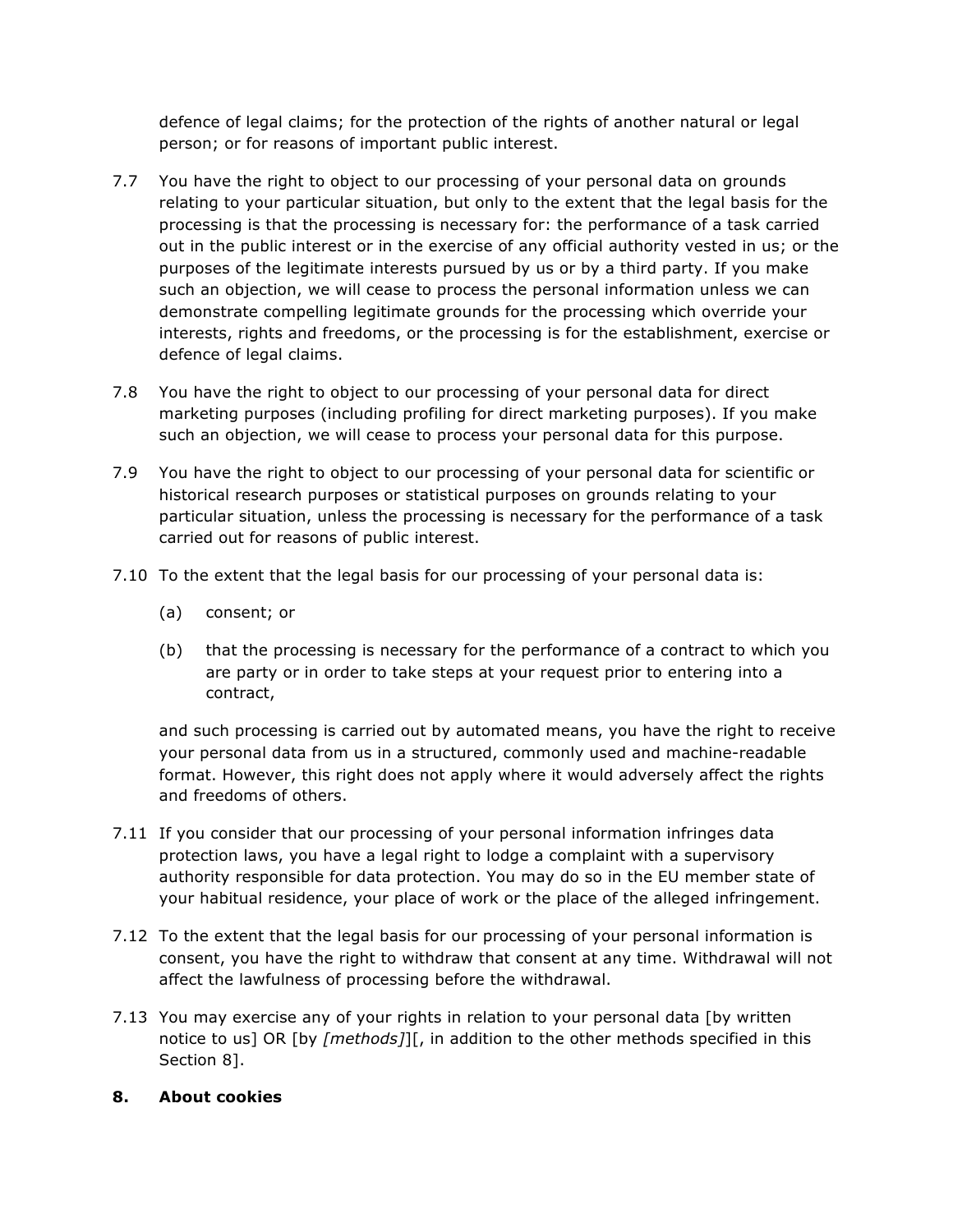defence of legal claims; for the protection of the rights of another natural or legal person; or for reasons of important public interest.

7.7 You have the right to object to our processing of your personal data on grounds relating to your particular situation, but only to the extent that the legal basis for the processing is that the processing is necessary for: the performance of a task carried out in the public interest or in the exercise of any official authority vested in us; or the purposes of the legitimate interests pursued by us or by a third party. If you make such an objection, we will cease to process the personal information unless we can demonstrate compelling legitimate grounds for the processing which override your interests, rights and freedoms, or the processing is for the establishment, exercise or defence of legal claims.

7.8 You have the right to object to our processing of your personal data for direct marketing purposes (including profiling for direct marketing purposes). If you make such an objection, we will cease to process your personal data for this purpose.

7.9 You have the right to object to our processing of your personal data for scientific or historical research purposes or statistical purposes on grounds relating to your particular situation, unless the processing is necessary for the performance of a task carried out for reasons of public interest.

7.10 To the extent that the legal basis for our processing of your personal data is:

(a) consent; or

(b) that the processing is necessary for the performance of a contract to which you are party or in order to take steps at your request prior to entering into a contract,

and such processing is carried out by automated means, you have the right to receive your personal data from us in a structured, commonly used and machine-readable format. However, this right does not apply where it would adversely affect the rights and freedoms of others.

7.11 If you consider that our processing of your personal information infringes data protection laws, you have a legal right to lodge a complaint with a supervisory authority responsible for data protection. You may do so in the EU member state of your habitual residence, your place of work or the place of the alleged infringement.

7.12 To the extent that the legal basis for our processing of your personal information is consent, you have the right to withdraw that consent at any time. Withdrawal will not affect the lawfulness of processing before the withdrawal.

7.13 You may exercise any of your rights in relation to your personal data [by written notice to us] OR [by *[methods]*][, in addition to the other methods specified in this Section 8].

## 8. About cookies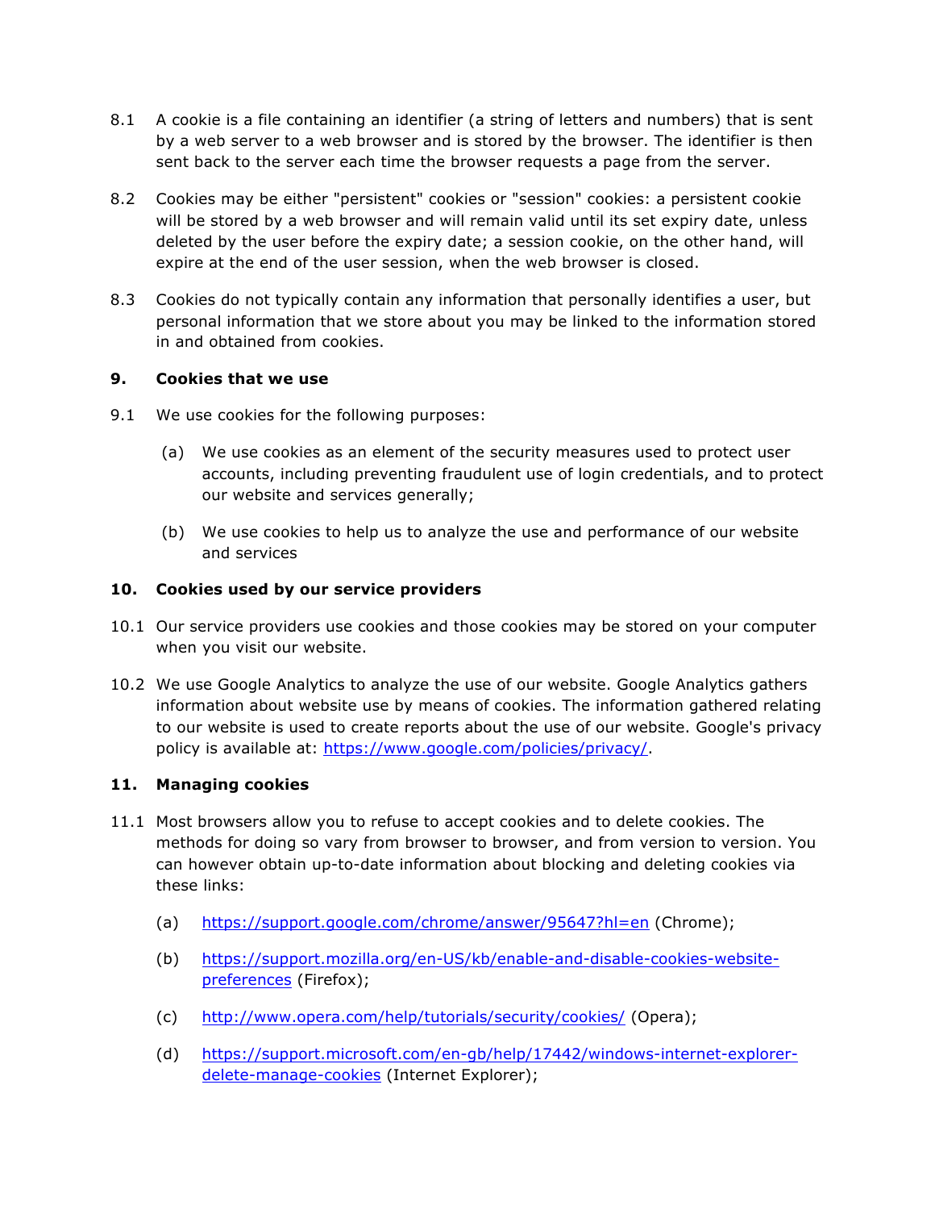8.1 A cookie is a file containing an identifier (a string of letters and numbers) that is sent by a web server to a web browser and is stored by the browser. The identifier is then sent back to the server each time the browser requests a page from the server.

8.2 Cookies may be either "persistent" cookies or "session" cookies: a persistent cookie will be stored by a web browser and will remain valid until its set expiry date, unless deleted by the user before the expiry date; a session cookie, on the other hand, will expire at the end of the user session, when the web browser is closed.

8.3 Cookies do not typically contain any information that personally identifies a user, but personal information that we store about you may be linked to the information stored in and obtained from cookies.

## 9. Cookies that we use

9.1 We use cookies for the following purposes:

(a) We use cookies as an element of the security measures used to protect user accounts, including preventing fraudulent use of login credentials, and to protect our website and services generally;

(b) We use cookies to help us to analyze the use and performance of our website and services

## 10. Cookies used by our service providers

10.1 Our service providers use cookies and those cookies may be stored on your computer when you visit our website.

10.2 We use Google Analytics to analyze the use of our website. Google Analytics gathers information about website use by means of cookies. The information gathered relating to our website is used to create reports about the use of our website. Google's privacy policy is available at: [https://www.google.com/policies/privacy/](https://www.google.com/policies/privacy/).

## 11. Managing cookies

11.1 Most browsers allow you to refuse to accept cookies and to delete cookies. The methods for doing so vary from browser to browser, and from version to version. You can however obtain up-to-date information about blocking and deleting cookies via these links:

(a) [https://support.google.com/chrome/answer/95647?hl=en](https://support.google.com/chrome/answer/95647?hl=en) (Chrome);

(b) [https://support.mozilla.org/en-US/kb/enable-and-disable-cookies-website-preferences](https://support.mozilla.org/en-US/kb/enable-and-disable-cookies-website-preferences) (Firefox);

(c) [http://www.opera.com/help/tutorials/security/cookies/](http://www.opera.com/help/tutorials/security/cookies/) (Opera);

(d) [https://support.microsoft.com/en-gb/help/17442/windows-internet-explorer-delete-manage-cookies](https://support.microsoft.com/en-gb/help/17442/windows-internet-explorer-delete-manage-cookies) (Internet Explorer);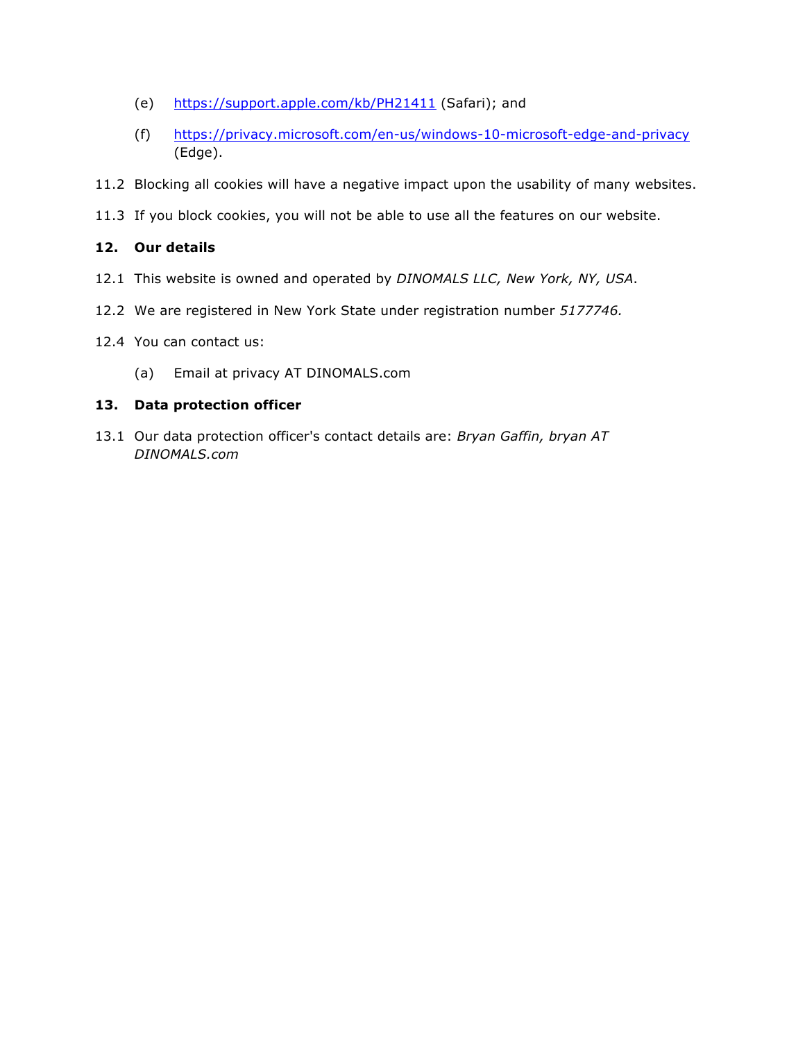(e) https://support.apple.com/kb/PH21411 (Safari); and

(f) https://privacy.microsoft.com/en-us/windows-10-microsoft-edge-and-privacy (Edge).

11.2 Blocking all cookies will have a negative impact upon the usability of many websites.

11.3 If you block cookies, you will not be able to use all the features on our website.

## 12. Our details

12.1 This website is owned and operated by *DINOMALS LLC, New York, NY, USA*.

12.2 We are registered in New York State under registration number *5177746.*

12.4 You can contact us:

(a) Email at privacy AT DINOMALS.com

## 13. Data protection officer

13.1 Our data protection officer's contact details are: *Bryan Gaffin, bryan AT DINOMALS.com*